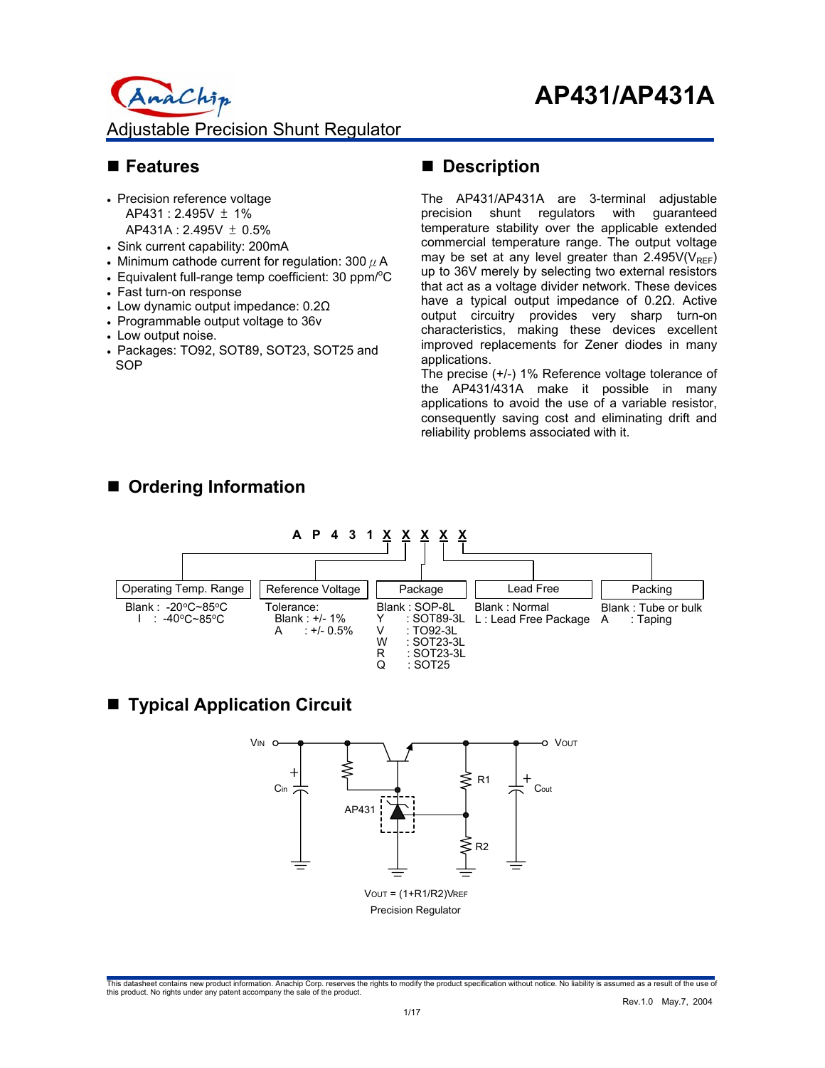# AP431/AP431A

Adjustable Precision Shunt Regulator

## Features

- Precision reference voltage
  AP431 : 2.495V ± 1%
  AP431A : 2.495V ± 0.5%
- Sink current capability: 200mA
- Minimum cathode current for regulation: 300 µA
- Equivalent full-range temp coefficient: 30 ppm/°C
- Fast turn-on response
- Low dynamic output impedance: 0.2Ω
- Programmable output voltage to 36v
- Low output noise.
- Packages: TO92, SOT89, SOT23, SOT25 and SOP

## Description

The AP431/AP431A are 3-terminal adjustable precision shunt regulators with guaranteed temperature stability over the applicable extended commercial temperature range. The output voltage may be set at any level greater than 2.495V($V_{REF}$) up to 36V merely by selecting two external resistors that act as a voltage divider network. These devices have a typical output impedance of 0.2Ω. Active output circuitry provides very sharp turn-on characteristics, making these devices excellent improved replacements for Zener diodes in many applications.
The precise (+/-) 1% Reference voltage tolerance of the AP431/431A make it possible in many applications to avoid the use of a variable resistor, consequently saving cost and eliminating drift and reliability problems associated with it.

## Ordering Information

A P 4 3 1 X X X X X

| Operating Temp. Range | Reference Voltage | Package | Lead Free | Packing |
|---|---|---|---|---|
| Blank : -20°C~85°C | Tolerance: | Blank : SOP-8L | Blank : Normal | Blank : Tube or bulk |
| I : -40°C~85°C | Blank : +/- 1% | Y : SOT89-3L | L : Lead Free Package | A : Taping |
| | A : +/- 0.5% | V : TO92-3L | | |
| | | W : SOT23-3L | | |
| | | R : SOT23-3L | | |
| | | Q : SOT25 | | |

## Typical Application Circuit

VIN, Cin, AP431, R1, R2, Cout, VOUT

$V_{OUT} = (1+R1/R2)V_{REF}$

Precision Regulator

This datasheet contains new product information. Anachip Corp. reserves the rights to modify the product specification without notice. No liability is assumed as a result of the use of this product. No rights under any patent accompany the sale of the product.

Rev.1.0 May.7, 2004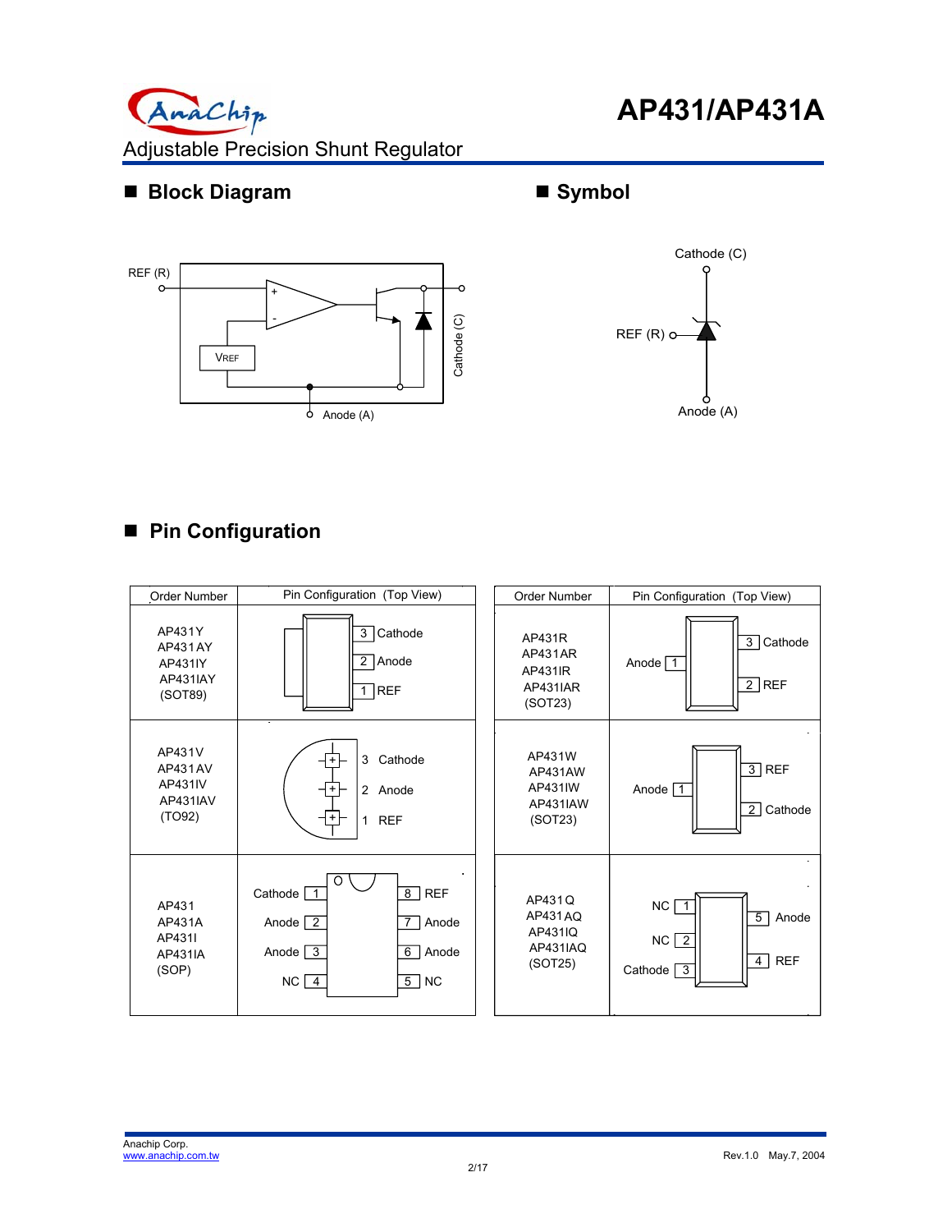## Block Diagram

REF (R)

VREF

Cathode (C)

Anode (A)

## Symbol

Cathode (C)

REF (R)

Anode (A)

## Pin Configuration

| Order Number | Pin Configuration (Top View) |
|---|---|
| AP431Y<br>AP431AY<br>AP431IY<br>AP431IAY<br>(SOT89) | 3 Cathode<br>2 Anode<br>1 REF |
| AP431V<br>AP431AV<br>AP431IV<br>AP431IAV<br>(TO92) | 3 Cathode<br>2 Anode<br>1 REF |
| AP431<br>AP431A<br>AP431I<br>AP431IA<br>(SOP) | Cathode 1, Anode 2, Anode 3, NC 4<br>8 REF, 7 Anode, 6 Anode, 5 NC |

| Order Number | Pin Configuration (Top View) |
|---|---|
| AP431R<br>AP431AR<br>AP431IR<br>AP431IAR<br>(SOT23) | Anode 1<br>3 Cathode<br>2 REF |
| AP431W<br>AP431AW<br>AP431IW<br>AP431IAW<br>(SOT23) | Anode 1<br>3 REF<br>2 Cathode |
| AP431Q<br>AP431AQ<br>AP431IQ<br>AP431IAQ<br>(SOT25) | NC 1, NC 2, Cathode 3<br>5 Anode, 4 REF |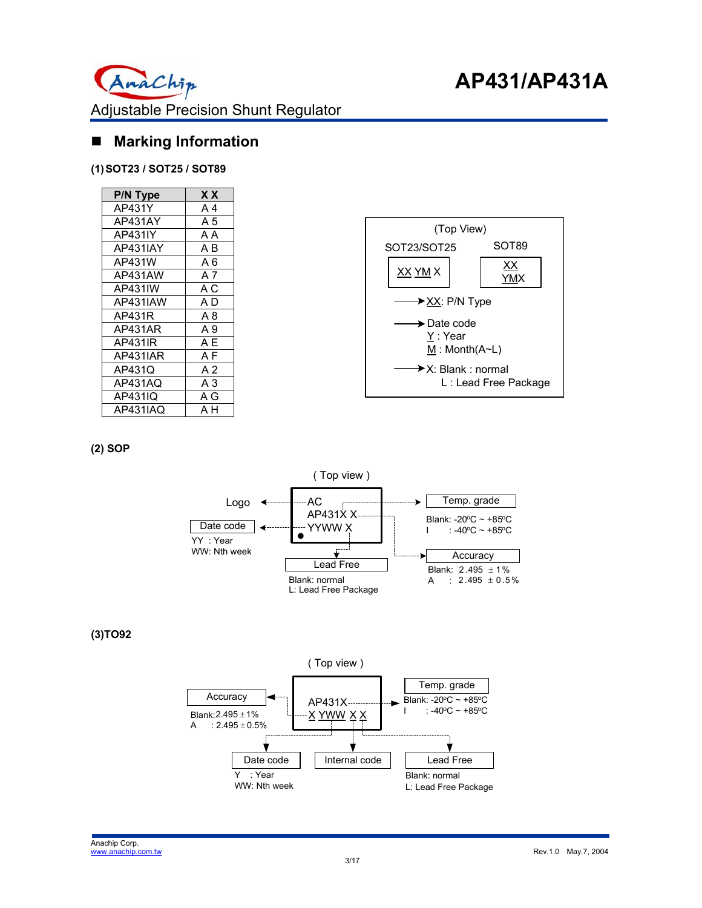## ■ Marking Information

**(1) SOT23 / SOT25 / SOT89**

| P/N Type | X X |
|---|---|
| AP431Y | A 4 |
| AP431AY | A 5 |
| AP431IY | A A |
| AP431IAY | A B |
| AP431W | A 6 |
| AP431AW | A 7 |
| AP431IW | A C |
| AP431IAW | A D |
| AP431R | A 8 |
| AP431AR | A 9 |
| AP431IR | A E |
| AP431IAR | A F |
| AP431Q | A 2 |
| AP431AQ | A 3 |
| AP431IQ | A G |
| AP431IAQ | A H |

(Top View)

SOT23/SOT25: XX YM X

SOT89: XX / YMX

- XX: P/N Type
- Date code
  - Y : Year
  - M : Month(A~L)
- X: Blank : normal
  - L : Lead Free Package

**(2) SOP**

( Top view )

AC
AP431X X
YYWW X

- Logo
- Date code
  - YY : Year
  - WW: Nth week
- Lead Free
  - Blank: normal
  - L: Lead Free Package
- Temp. grade
  - Blank: -20ºC ~ +85ºC
  - I : -40ºC ~ +85ºC
- Accuracy
  - Blank: 2.495 ±1%
  - A : 2.495 ±0.5%

**(3)TO92**

( Top view )

AP431X
X YWW X X

- Accuracy
  - Blank: 2.495 ±1%
  - A : 2.495 ±0.5%
- Temp. grade
  - Blank: -20ºC ~ +85ºC
  - I : -40ºC ~ +85ºC
- Date code
  - Y : Year
  - WW: Nth week
- Internal code
- Lead Free
  - Blank: normal
  - L: Lead Free Package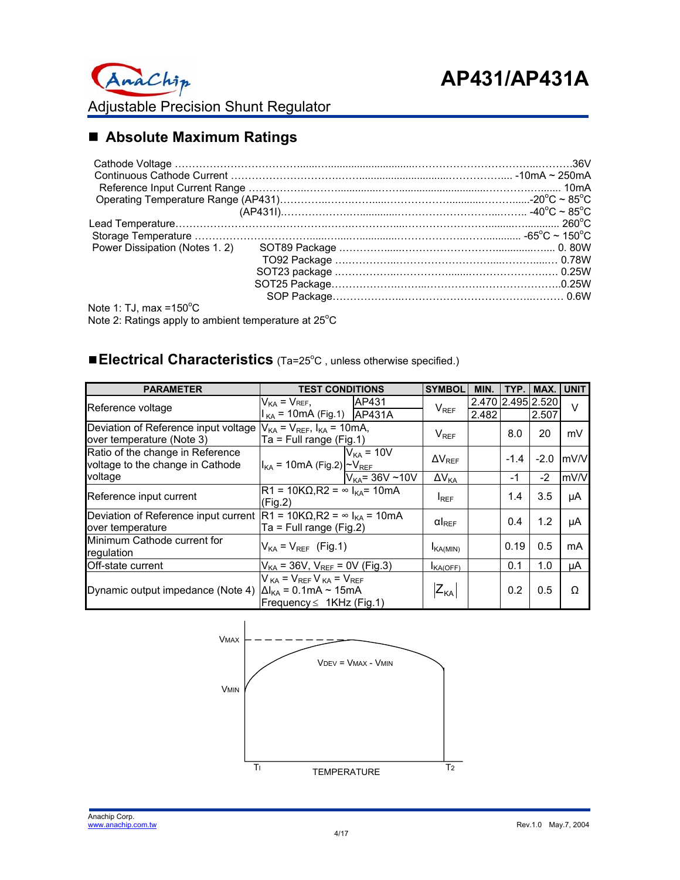# AP431/AP431A

Adjustable Precision Shunt Regulator

## ■ Absolute Maximum Ratings

| | | |
|---|---|---|
| Cathode Voltage | | 36V |
| Continuous Cathode Current | | -10mA ~ 250mA |
| Reference Input Current Range | | 10mA |
| Operating Temperature Range (AP431) | | -20°C ~ 85°C |
| (AP431I) | | -40°C ~ 85°C |
| Lead Temperature | | 260°C |
| Storage Temperature | | -65°C ~ 150°C |
| Power Dissipation (Notes 1. 2) | SOT89 Package | 0. 80W |
| | TO92 Package | 0.78W |
| | SOT23 package | 0.25W |
| | SOT25 Package | 0.25W |
| | SOP Package | 0.6W |

Note 1: TJ, max =150°C

Note 2: Ratings apply to ambient temperature at 25°C

## ■Electrical Characteristics (Ta=25°C , unless otherwise specified.)

| PARAMETER | TEST CONDITIONS | | SYMBOL | MIN. | TYP. | MAX. | UNIT |
|---|---|---|---|---|---|---|---|
| Reference voltage | $V_{KA} = V_{REF}$, $I_{KA}$ = 10mA (Fig.1) | AP431 | $V_{REF}$ | 2.470 | 2.495 | 2.520 | V |
| | | AP431A | | 2.482 | | 2.507 | |
| Deviation of Reference input voltage over temperature (Note 3) | $V_{KA} = V_{REF}$, $I_{KA}$ = 10mA, Ta = Full range (Fig.1) | | $V_{REF}$ | | 8.0 | 20 | mV |
| Ratio of the change in Reference voltage to the change in Cathode voltage | $I_{KA}$ = 10mA (Fig.2) | $V_{KA}$ = 10V ~$V_{REF}$ | $\Delta V_{REF}$ | | -1.4 | -2.0 | mV/V |
| | | $V_{KA}$= 36V ~10V | $\Delta V_{KA}$ | | -1 | -2 | mV/V |
| Reference input current | R1 = 10KΩ,R2 = ∞ $I_{KA}$= 10mA (Fig.2) | | $I_{REF}$ | | 1.4 | 3.5 | μA |
| Deviation of Reference input current over temperature | R1 = 10KΩ,R2 = ∞ $I_{KA}$ = 10mA Ta = Full range (Fig.2) | | $\alpha I_{REF}$ | | 0.4 | 1.2 | μA |
| Minimum Cathode current for regulation | $V_{KA} = V_{REF}$ (Fig.1) | | $I_{KA(MIN)}$ | | 0.19 | 0.5 | mA |
| Off-state current | $V_{KA}$ = 36V, $V_{REF}$ = 0V (Fig.3) | | $I_{KA(OFF)}$ | | 0.1 | 1.0 | μA |
| Dynamic output impedance (Note 4) | $V_{KA} = V_{REF}$ $V_{KA} = V_{REF}$ $\Delta I_{KA}$ = 0.1mA ~ 15mA Frequency≤ 1KHz (Fig.1) | | $\lvert Z_{KA} \rvert$ | | 0.2 | 0.5 | Ω |

VMAX

VMIN

$V_{DEV} = V_{MAX} - V_{MIN}$

T1 TEMPERATURE T2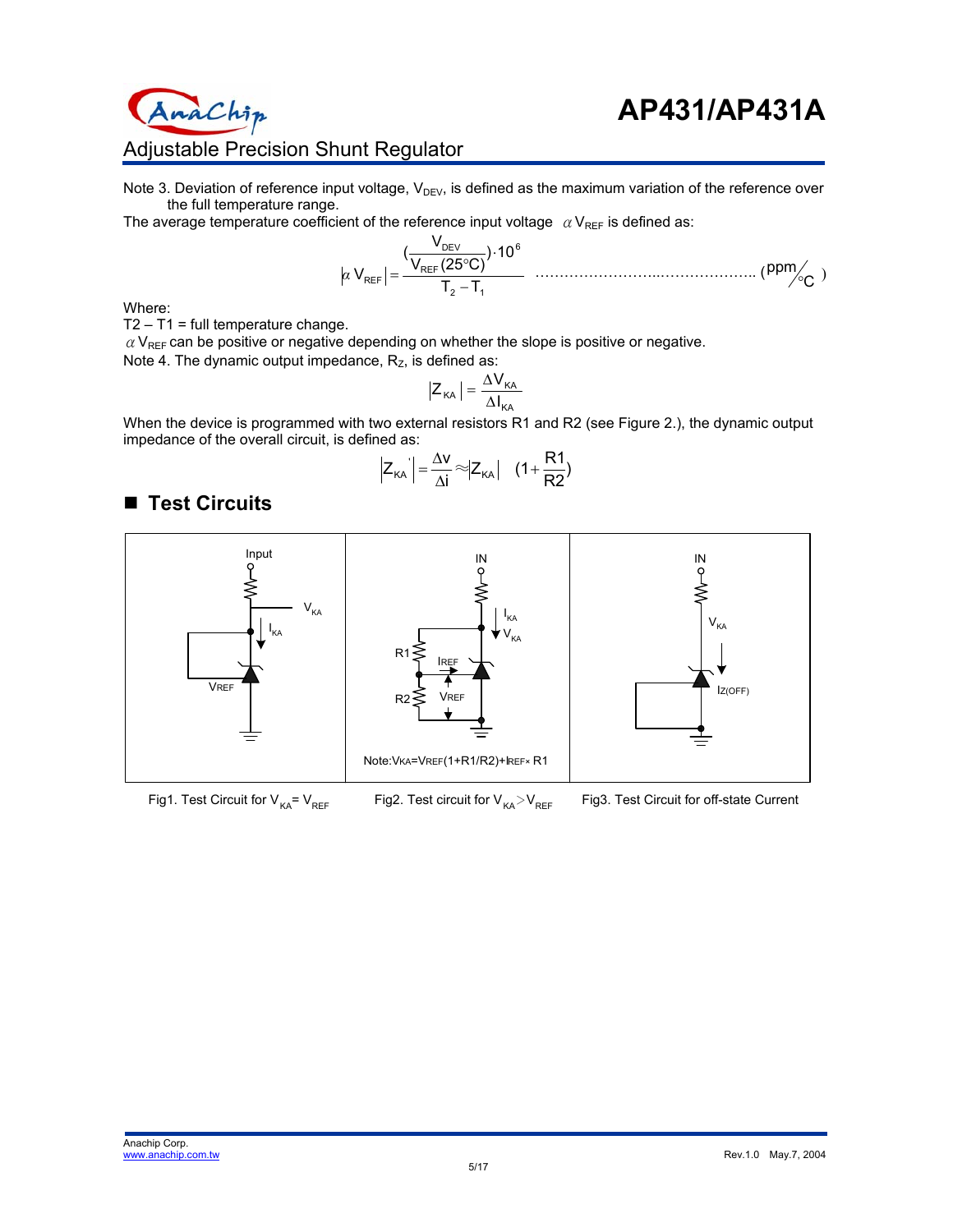Note 3. Deviation of reference input voltage, $V_{DEV}$, is defined as the maximum variation of the reference over the full temperature range.

The average temperature coefficient of the reference input voltage $\alpha V_{REF}$ is defined as:

$$\left|\alpha V_{REF}\right| = \frac{\left(\frac{V_{DEV}}{V_{REF}(25°C)}\right)\cdot 10^{6}}{T_2 - T_1} \quad \ldots\ldots\ldots\ldots\ldots\ldots\ldots\ldots\ldots\ldots\ldots (ppm/°C)$$

Where:

T2 – T1 = full temperature change.

$\alpha V_{REF}$ can be positive or negative depending on whether the slope is positive or negative.

Note 4. The dynamic output impedance, $R_Z$, is defined as:

$$\left|Z_{KA}\right| = \frac{\Delta V_{KA}}{\Delta I_{KA}}$$

When the device is programmed with two external resistors R1 and R2 (see Figure 2.), the dynamic output impedance of the overall circuit, is defined as:

$$\left|Z_{KA}{}'\right| = \frac{\Delta v}{\Delta i} \approx \left|Z_{KA}\right| \quad (1 + \frac{R1}{R2})$$

## Test Circuits

Note: $V_{KA} = V_{REF}(1 + R1/R2) + I_{REF} \times R1$

Fig1. Test Circuit for $V_{KA} = V_{REF}$ Fig2. Test circuit for $V_{KA} > V_{REF}$ Fig3. Test Circuit for off-state Current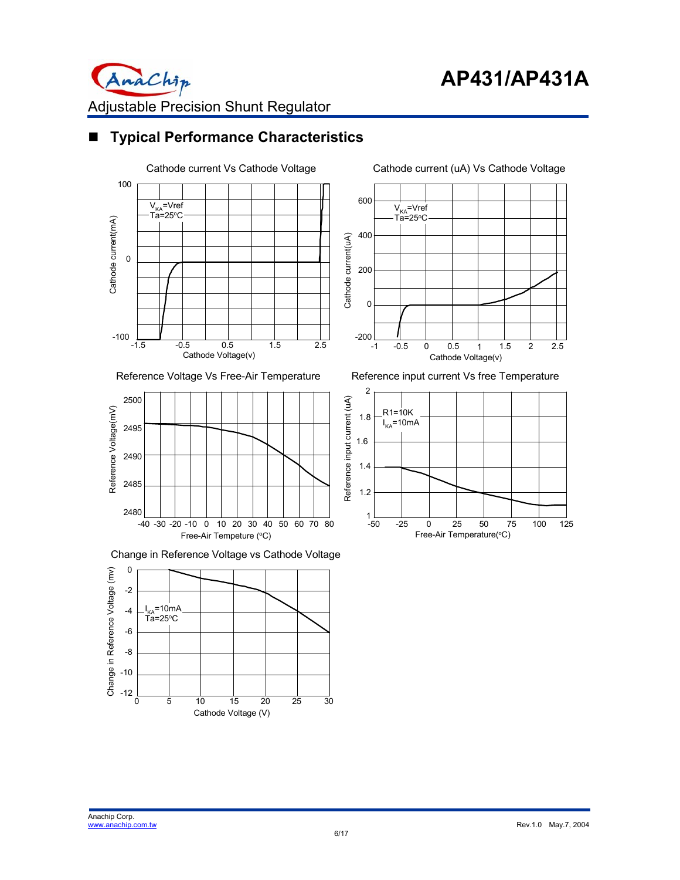## Typical Performance Characteristics

Cathode current Vs Cathode Voltage

$V_{KA}$=Vref
Ta=25°C

Cathode current(mA)

Cathode Voltage(v)

Cathode current (uA) Vs Cathode Voltage

$V_{KA}$=Vref
Ta=25°C

Cathode current(uA)

Cathode Voltage(v)

Reference Voltage Vs Free-Air Temperature

Reference Voltage(mV)

Free-Air Tempeture (°C)

Reference input current Vs free Temperature

R1=10K
$I_{KA}$=10mA

Reference input current (uA)

Free-Air Temperature(°C)

Change in Reference Voltage vs Cathode Voltage

$I_{KA}$=10mA
Ta=25°C

Change in Reference Voltage (mv)

Cathode Voltage (V)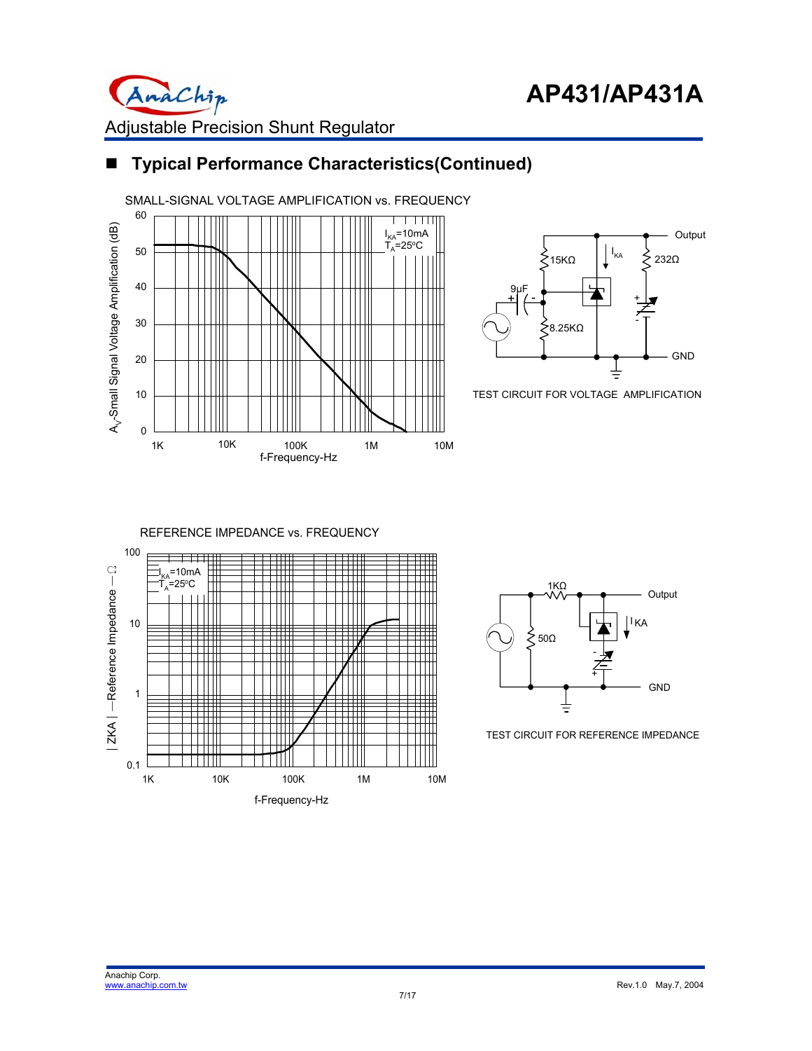## ■ Typical Performance Characteristics(Continued)

SMALL-SIGNAL VOLTAGE AMPLIFICATION vs. FREQUENCY

$I_{KA}$=10mA
$T_A$=25°C

$A_V$-Small Signal Voltage Amplification (dB)

f-Frequency-Hz

TEST CIRCUIT FOR VOLTAGE AMPLIFICATION

REFERENCE IMPEDANCE vs. FREQUENCY

$I_{KA}$=10mA
$T_A$=25°C

| ZKA | —Reference Impedance — Ω

f-Frequency-Hz

TEST CIRCUIT FOR REFERENCE IMPEDANCE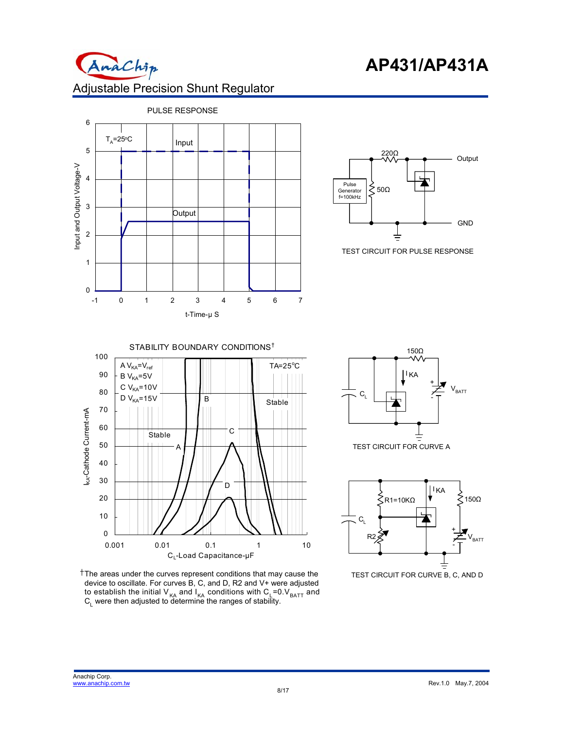# AP431/AP431A

Adjustable Precision Shunt Regulator

PULSE RESPONSE

TEST CIRCUIT FOR PULSE RESPONSE

STABILITY BOUNDARY CONDITIONS†

TEST CIRCUIT FOR CURVE A

TEST CIRCUIT FOR CURVE B, C, AND D

†The areas under the curves represent conditions that may cause the device to oscillate. For curves B, C, and D, R2 and V+ were adjusted to establish the initial $V_{KA}$ and $I_{KA}$ conditions with $C_L$=0.$V_{BATT}$ and $C_L$ were then adjusted to determine the ranges of stability.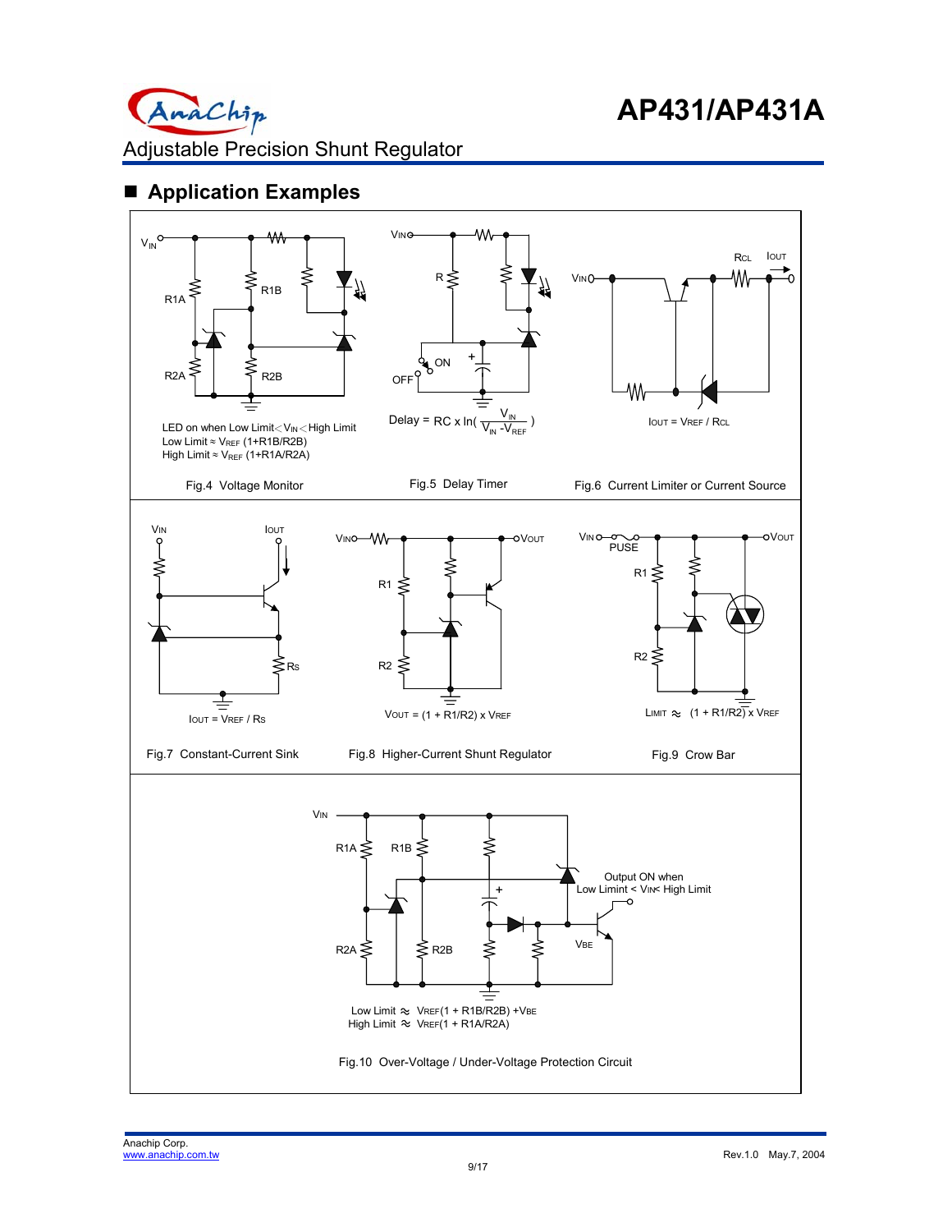## Application Examples

LED on when Low Limit < $V_{IN}$ < High Limit

Low Limit ≈ $V_{REF}$ (1+R1B/R2B)

High Limit ≈ $V_{REF}$ (1+R1A/R2A)

Fig.4 Voltage Monitor

$$\text{Delay} = RC \times \ln\left(\frac{V_{IN}}{V_{IN} - V_{REF}}\right)$$

Fig.5 Delay Timer

$I_{OUT} = V_{REF} / R_{CL}$

Fig.6 Current Limiter or Current Source

$I_{OUT} = V_{REF} / R_S$

Fig.7 Constant-Current Sink

$V_{OUT} = (1 + R1/R2) \times V_{REF}$

Fig.8 Higher-Current Shunt Regulator

LIMIT ≈ (1 + R1/R2) x $V_{REF}$

Fig.9 Crow Bar

Output ON when Low Limint < $V_{IN}$ < High Limit

Low Limit ≈ $V_{REF}$(1 + R1B/R2B) +$V_{BE}$

High Limit ≈ $V_{REF}$(1 + R1A/R2A)

Fig.10 Over-Voltage / Under-Voltage Protection Circuit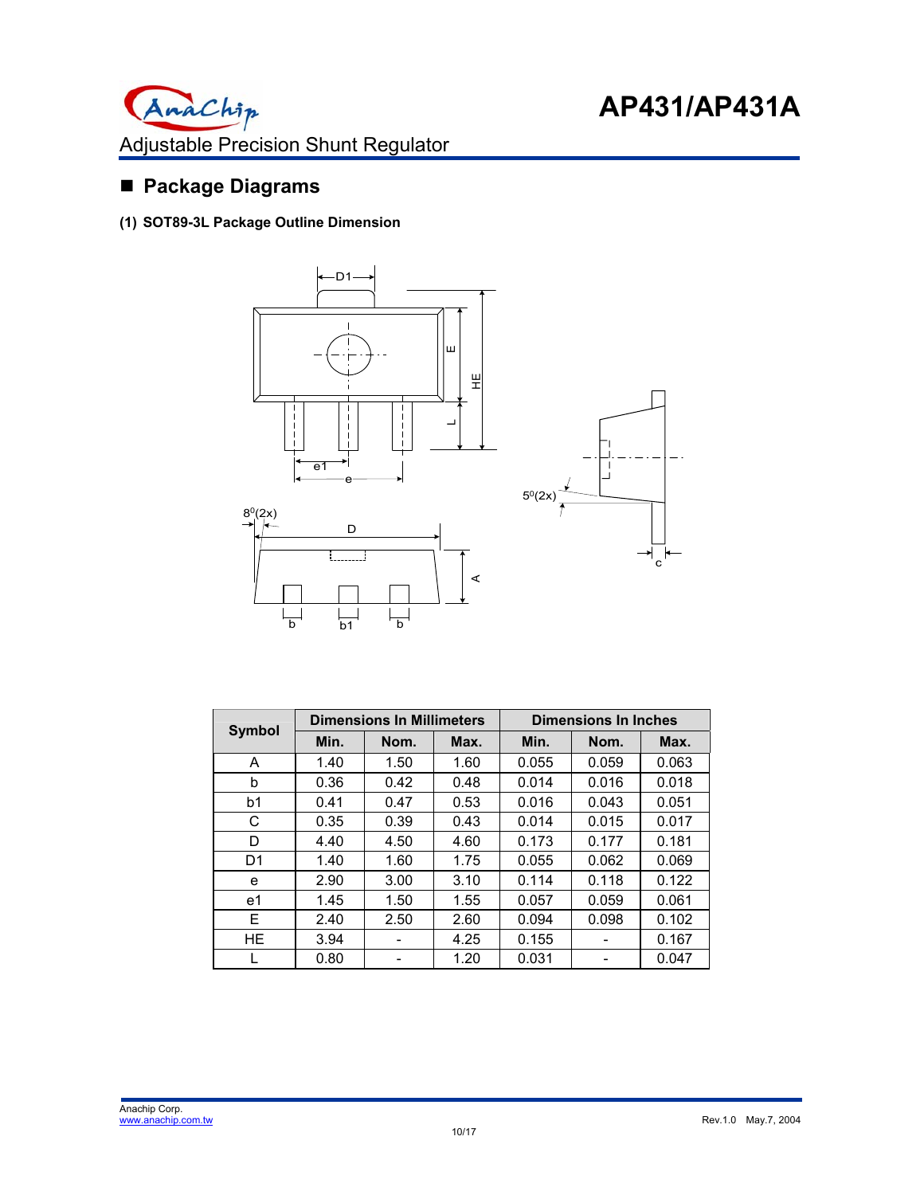## Package Diagrams

**(1) SOT89-3L Package Outline Dimension**

| Symbol | Dimensions In Millimeters | | | Dimensions In Inches | | |
|---|---|---|---|---|---|---|
| | Min. | Nom. | Max. | Min. | Nom. | Max. |
| A | 1.40 | 1.50 | 1.60 | 0.055 | 0.059 | 0.063 |
| b | 0.36 | 0.42 | 0.48 | 0.014 | 0.016 | 0.018 |
| b1 | 0.41 | 0.47 | 0.53 | 0.016 | 0.043 | 0.051 |
| C | 0.35 | 0.39 | 0.43 | 0.014 | 0.015 | 0.017 |
| D | 4.40 | 4.50 | 4.60 | 0.173 | 0.177 | 0.181 |
| D1 | 1.40 | 1.60 | 1.75 | 0.055 | 0.062 | 0.069 |
| e | 2.90 | 3.00 | 3.10 | 0.114 | 0.118 | 0.122 |
| e1 | 1.45 | 1.50 | 1.55 | 0.057 | 0.059 | 0.061 |
| E | 2.40 | 2.50 | 2.60 | 0.094 | 0.098 | 0.102 |
| HE | 3.94 | - | 4.25 | 0.155 | - | 0.167 |
| L | 0.80 | - | 1.20 | 0.031 | - | 0.047 |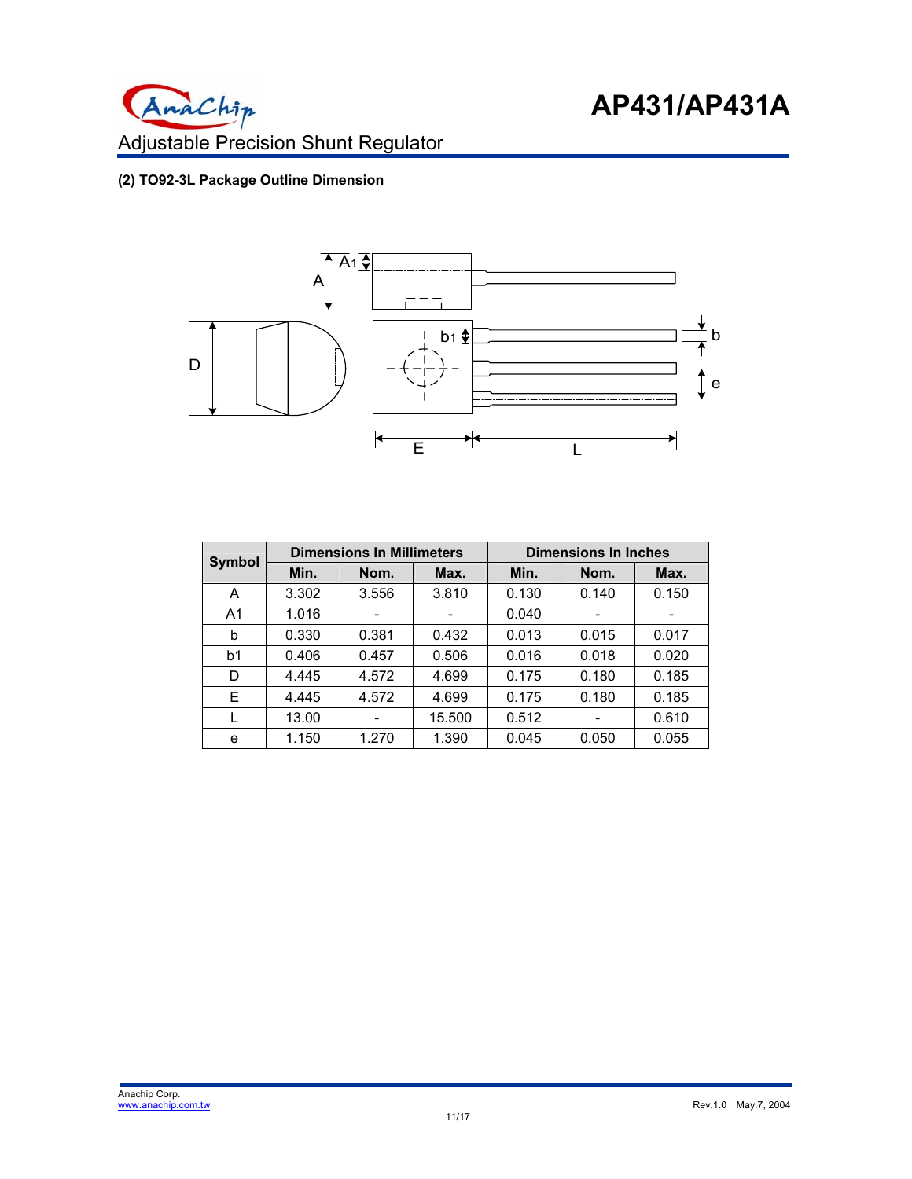### (2) TO92-3L Package Outline Dimension

| Symbol | Dimensions In Millimeters | | | Dimensions In Inches | | |
|---|---|---|---|---|---|---|
| | Min. | Nom. | Max. | Min. | Nom. | Max. |
| A | 3.302 | 3.556 | 3.810 | 0.130 | 0.140 | 0.150 |
| A1 | 1.016 | - | - | 0.040 | - | - |
| b | 0.330 | 0.381 | 0.432 | 0.013 | 0.015 | 0.017 |
| b1 | 0.406 | 0.457 | 0.506 | 0.016 | 0.018 | 0.020 |
| D | 4.445 | 4.572 | 4.699 | 0.175 | 0.180 | 0.185 |
| E | 4.445 | 4.572 | 4.699 | 0.175 | 0.180 | 0.185 |
| L | 13.00 | - | 15.500 | 0.512 | - | 0.610 |
| e | 1.150 | 1.270 | 1.390 | 0.045 | 0.050 | 0.055 |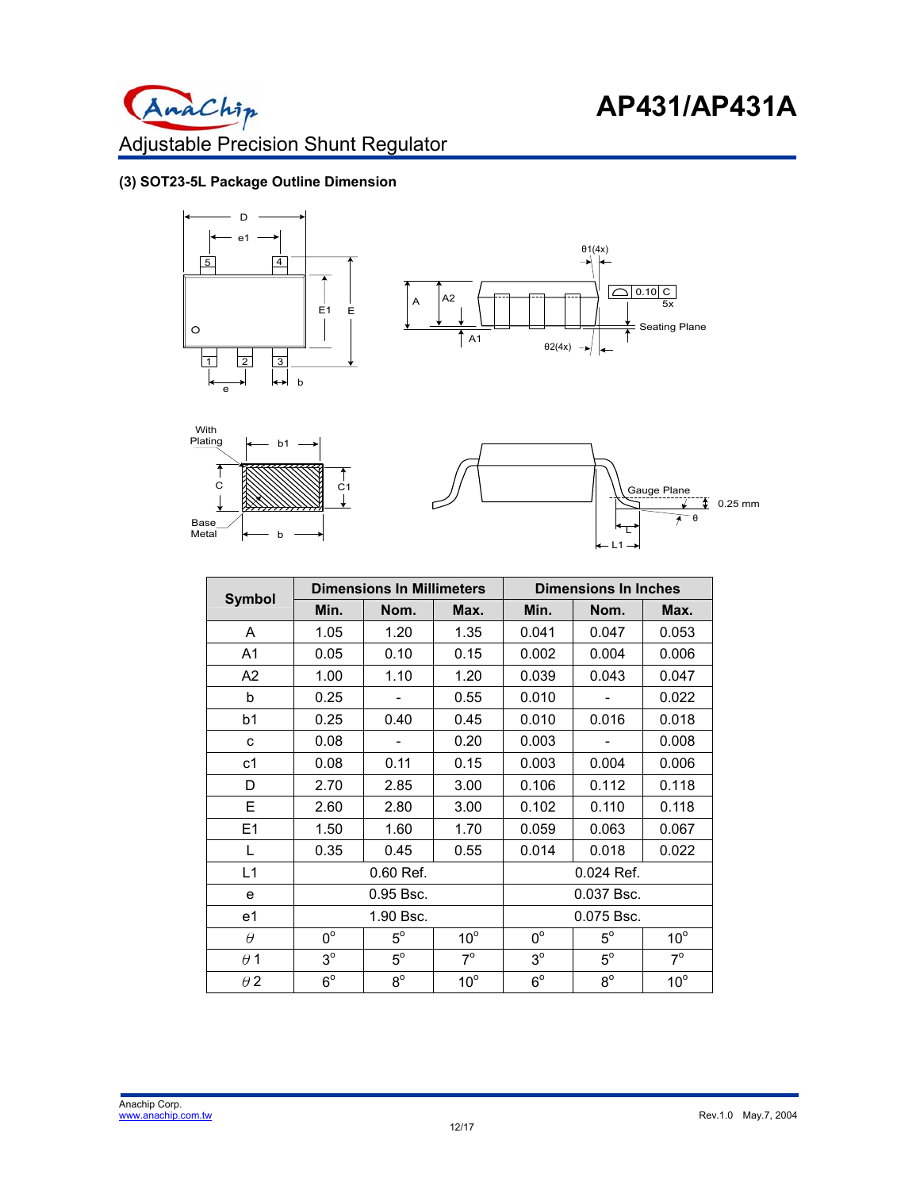## (3) SOT23-5L Package Outline Dimension

| Symbol | Dimensions In Millimeters | | | Dimensions In Inches | | |
|---|---|---|---|---|---|---|
| | Min. | Nom. | Max. | Min. | Nom. | Max. |
| A | 1.05 | 1.20 | 1.35 | 0.041 | 0.047 | 0.053 |
| A1 | 0.05 | 0.10 | 0.15 | 0.002 | 0.004 | 0.006 |
| A2 | 1.00 | 1.10 | 1.20 | 0.039 | 0.043 | 0.047 |
| b | 0.25 | - | 0.55 | 0.010 | - | 0.022 |
| b1 | 0.25 | 0.40 | 0.45 | 0.010 | 0.016 | 0.018 |
| c | 0.08 | - | 0.20 | 0.003 | - | 0.008 |
| c1 | 0.08 | 0.11 | 0.15 | 0.003 | 0.004 | 0.006 |
| D | 2.70 | 2.85 | 3.00 | 0.106 | 0.112 | 0.118 |
| E | 2.60 | 2.80 | 3.00 | 0.102 | 0.110 | 0.118 |
| E1 | 1.50 | 1.60 | 1.70 | 0.059 | 0.063 | 0.067 |
| L | 0.35 | 0.45 | 0.55 | 0.014 | 0.018 | 0.022 |
| L1 | 0.60 Ref. | | | 0.024 Ref. | | |
| e | 0.95 Bsc. | | | 0.037 Bsc. | | |
| e1 | 1.90 Bsc. | | | 0.075 Bsc. | | |
| $\theta$ | $0^{\circ}$ | $5^{\circ}$ | $10^{\circ}$ | $0^{\circ}$ | $5^{\circ}$ | $10^{\circ}$ |
| $\theta 1$ | $3^{\circ}$ | $5^{\circ}$ | $7^{\circ}$ | $3^{\circ}$ | $5^{\circ}$ | $7^{\circ}$ |
| $\theta 2$ | $6^{\circ}$ | $8^{\circ}$ | $10^{\circ}$ | $6^{\circ}$ | $8^{\circ}$ | $10^{\circ}$ |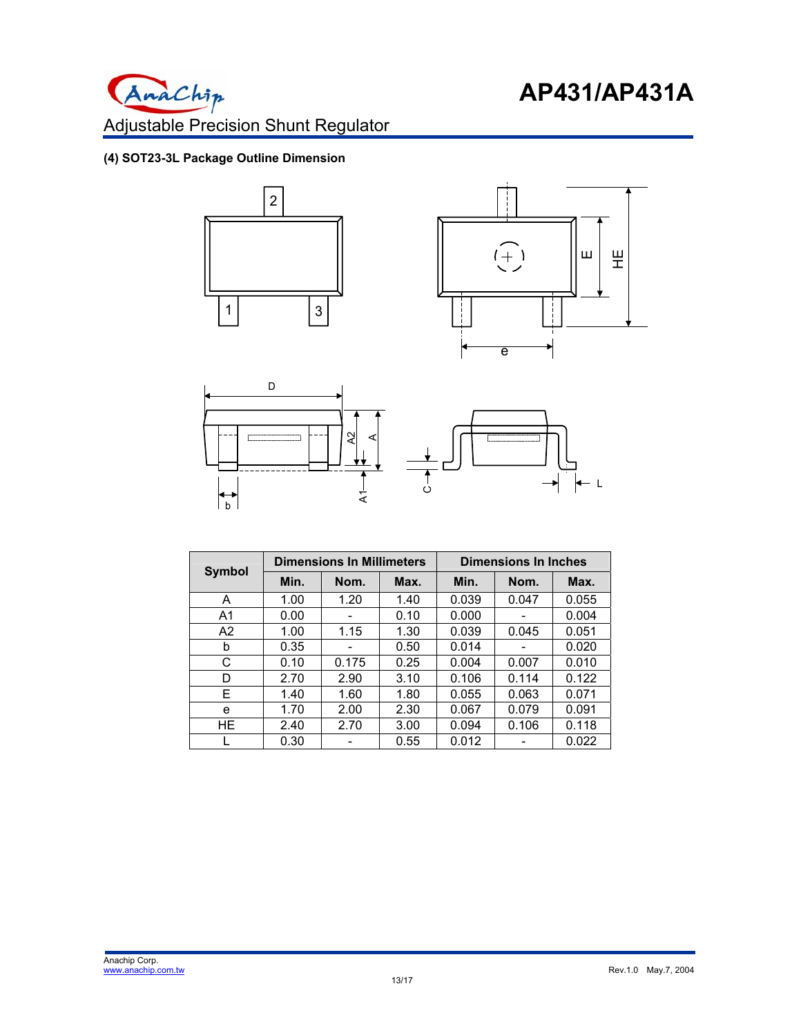#### (4) SOT23-3L Package Outline Dimension

| Symbol | Dimensions In Millimeters | | | Dimensions In Inches | | |
|---|---|---|---|---|---|---|
| | Min. | Nom. | Max. | Min. | Nom. | Max. |
| A | 1.00 | 1.20 | 1.40 | 0.039 | 0.047 | 0.055 |
| A1 | 0.00 | - | 0.10 | 0.000 | - | 0.004 |
| A2 | 1.00 | 1.15 | 1.30 | 0.039 | 0.045 | 0.051 |
| b | 0.35 | - | 0.50 | 0.014 | - | 0.020 |
| C | 0.10 | 0.175 | 0.25 | 0.004 | 0.007 | 0.010 |
| D | 2.70 | 2.90 | 3.10 | 0.106 | 0.114 | 0.122 |
| E | 1.40 | 1.60 | 1.80 | 0.055 | 0.063 | 0.071 |
| e | 1.70 | 2.00 | 2.30 | 0.067 | 0.079 | 0.091 |
| HE | 2.40 | 2.70 | 3.00 | 0.094 | 0.106 | 0.118 |
| L | 0.30 | - | 0.55 | 0.012 | - | 0.022 |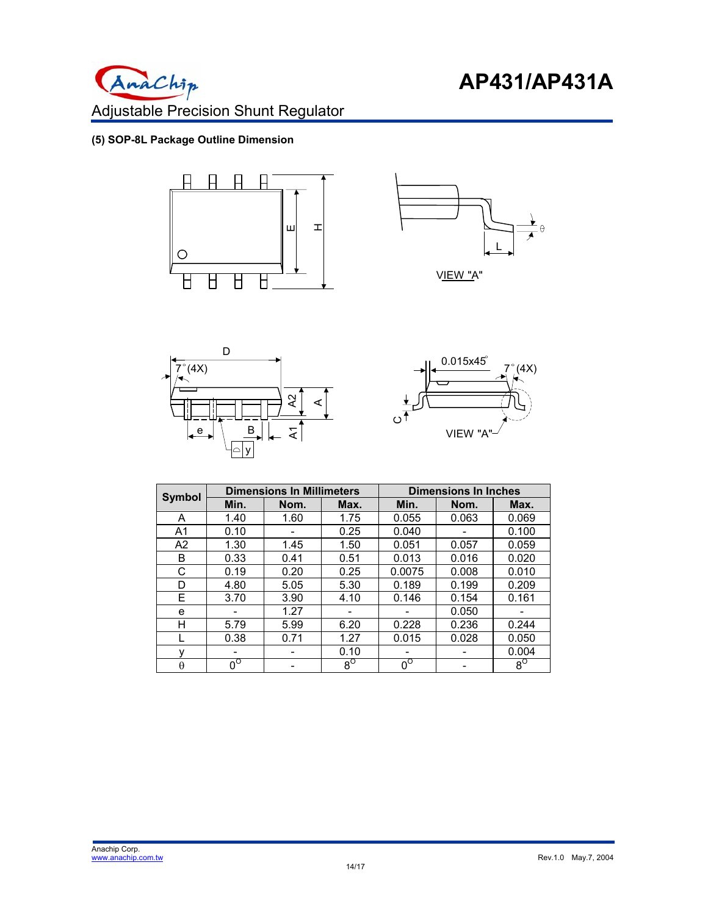## (5) SOP-8L Package Outline Dimension

| Symbol | Dimensions In Millimeters | | | Dimensions In Inches | | |
|---|---|---|---|---|---|---|
| | Min. | Nom. | Max. | Min. | Nom. | Max. |
| A | 1.40 | 1.60 | 1.75 | 0.055 | 0.063 | 0.069 |
| A1 | 0.10 | - | 0.25 | 0.040 | - | 0.100 |
| A2 | 1.30 | 1.45 | 1.50 | 0.051 | 0.057 | 0.059 |
| B | 0.33 | 0.41 | 0.51 | 0.013 | 0.016 | 0.020 |
| C | 0.19 | 0.20 | 0.25 | 0.0075 | 0.008 | 0.010 |
| D | 4.80 | 5.05 | 5.30 | 0.189 | 0.199 | 0.209 |
| E | 3.70 | 3.90 | 4.10 | 0.146 | 0.154 | 0.161 |
| e | - | 1.27 | - | - | 0.050 | - |
| H | 5.79 | 5.99 | 6.20 | 0.228 | 0.236 | 0.244 |
| L | 0.38 | 0.71 | 1.27 | 0.015 | 0.028 | 0.050 |
| y | - | - | 0.10 | - | - | 0.004 |
| θ | 0° | - | 8° | 0° | - | 8° |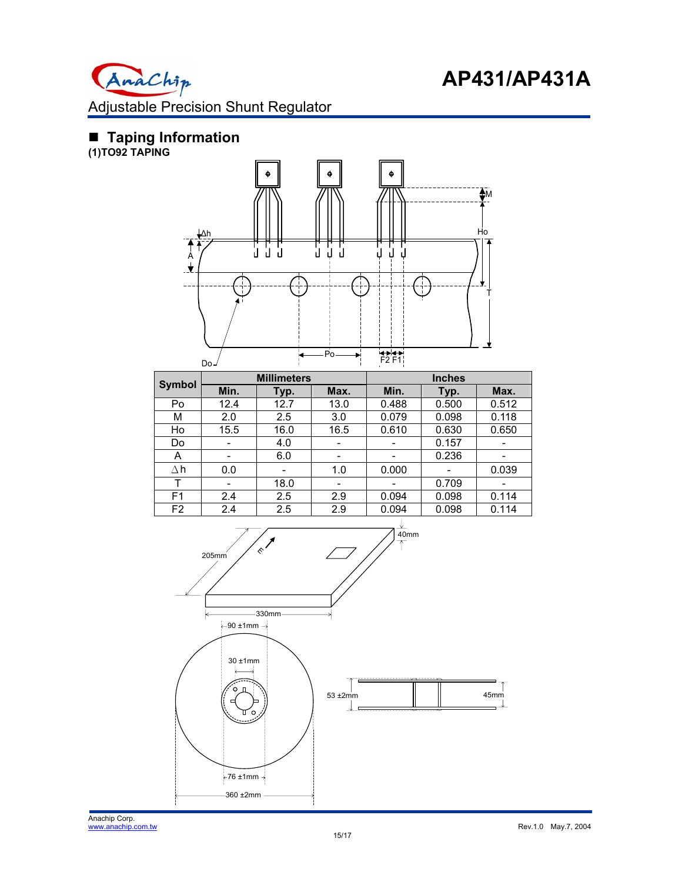## ■ Taping Information

**(1)TO92 TAPING**

| Symbol | Millimeters | | | Inches | | |
|---|---|---|---|---|---|---|
| | Min. | Typ. | Max. | Min. | Typ. | Max. |
| Po | 12.4 | 12.7 | 13.0 | 0.488 | 0.500 | 0.512 |
| M | 2.0 | 2.5 | 3.0 | 0.079 | 0.098 | 0.118 |
| Ho | 15.5 | 16.0 | 16.5 | 0.610 | 0.630 | 0.650 |
| Do | - | 4.0 | - | - | 0.157 | - |
| A | - | 6.0 | - | - | 0.236 | - |
| ∆h | 0.0 | - | 1.0 | 0.000 | - | 0.039 |
| T | - | 18.0 | - | - | 0.709 | - |
| F1 | 2.4 | 2.5 | 2.9 | 0.094 | 0.098 | 0.114 |
| F2 | 2.4 | 2.5 | 2.9 | 0.094 | 0.098 | 0.114 |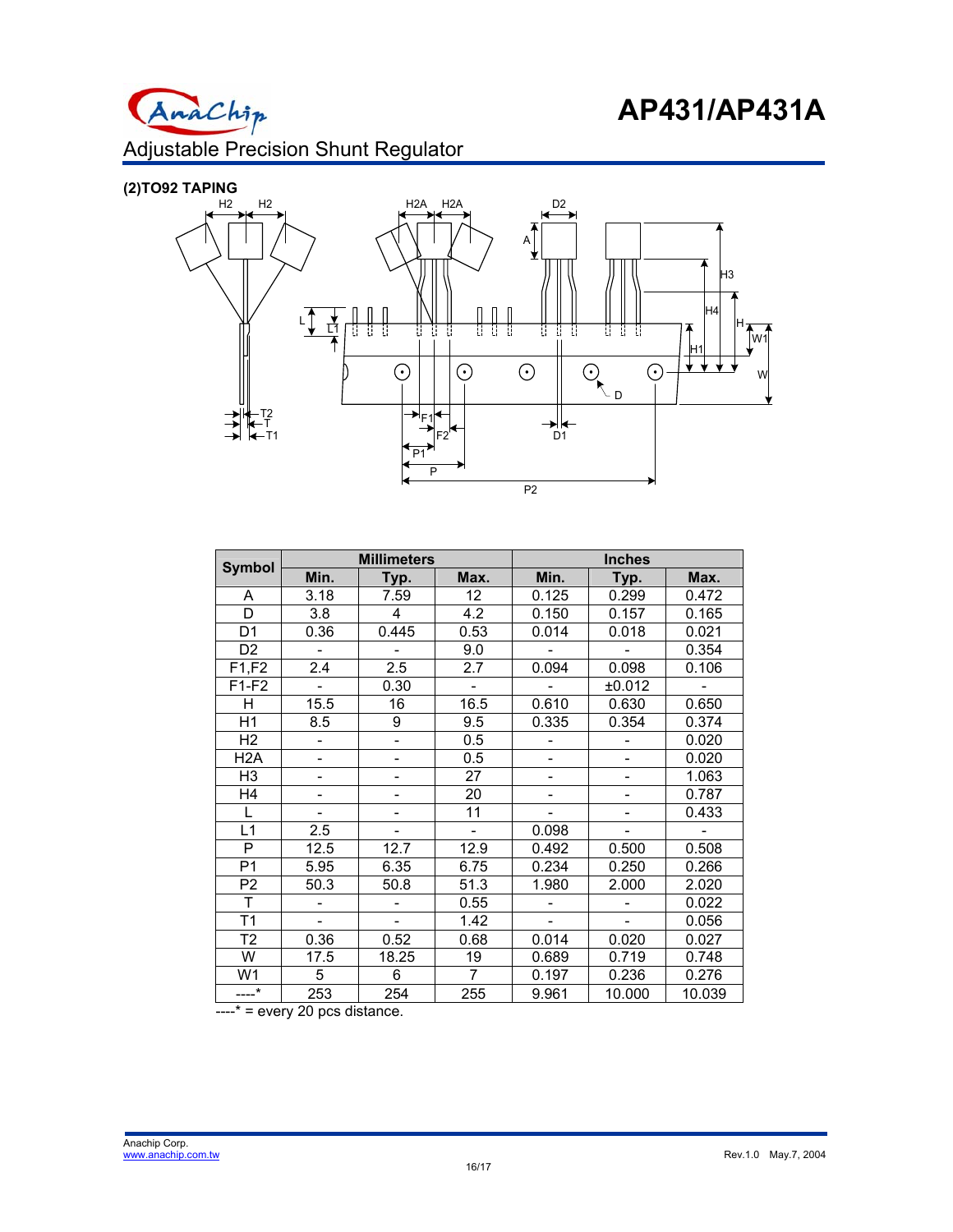## (2)TO92 TAPING

| Symbol | Millimeters | | | Inches | | |
|---|---|---|---|---|---|---|
| | Min. | Typ. | Max. | Min. | Typ. | Max. |
| A | 3.18 | 7.59 | 12 | 0.125 | 0.299 | 0.472 |
| D | 3.8 | 4 | 4.2 | 0.150 | 0.157 | 0.165 |
| D1 | 0.36 | 0.445 | 0.53 | 0.014 | 0.018 | 0.021 |
| D2 | - | - | 9.0 | - | - | 0.354 |
| F1,F2 | 2.4 | 2.5 | 2.7 | 0.094 | 0.098 | 0.106 |
| F1-F2 | - | 0.30 | - | - | ±0.012 | - |
| H | 15.5 | 16 | 16.5 | 0.610 | 0.630 | 0.650 |
| H1 | 8.5 | 9 | 9.5 | 0.335 | 0.354 | 0.374 |
| H2 | - | - | 0.5 | - | - | 0.020 |
| H2A | - | - | 0.5 | - | - | 0.020 |
| H3 | - | - | 27 | - | - | 1.063 |
| H4 | - | - | 20 | - | - | 0.787 |
| L | - | - | 11 | - | - | 0.433 |
| L1 | 2.5 | - | - | 0.098 | - | - |
| P | 12.5 | 12.7 | 12.9 | 0.492 | 0.500 | 0.508 |
| P1 | 5.95 | 6.35 | 6.75 | 0.234 | 0.250 | 0.266 |
| P2 | 50.3 | 50.8 | 51.3 | 1.980 | 2.000 | 2.020 |
| T | - | - | 0.55 | - | - | 0.022 |
| T1 | - | - | 1.42 | - | - | 0.056 |
| T2 | 0.36 | 0.52 | 0.68 | 0.014 | 0.020 | 0.027 |
| W | 17.5 | 18.25 | 19 | 0.689 | 0.719 | 0.748 |
| W1 | 5 | 6 | 7 | 0.197 | 0.236 | 0.276 |
| ----* | 253 | 254 | 255 | 9.961 | 10.000 | 10.039 |

----* = every 20 pcs distance.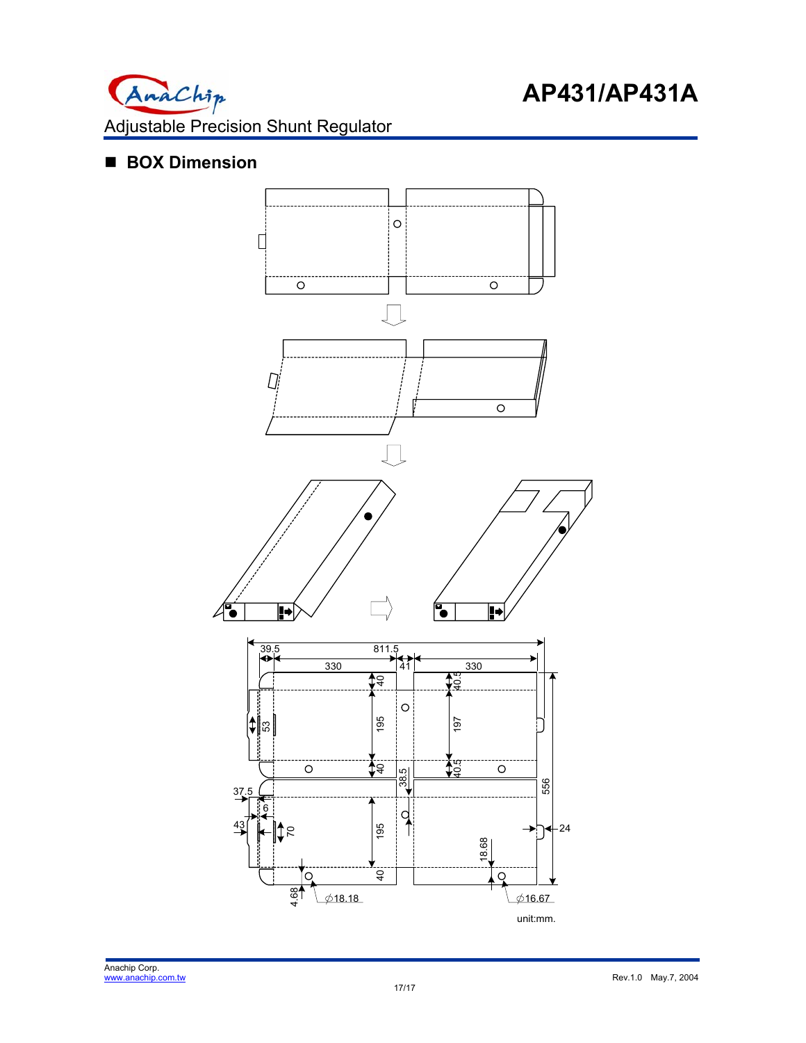## BOX Dimension

39.5
811.5
330
41
330
40
40.5
53
195
197
40
40.5
38.5
556
37.5
6
43
70
195
24
18.68
40
4.68
$\phi$18.18
$\phi$16.67

unit:mm.